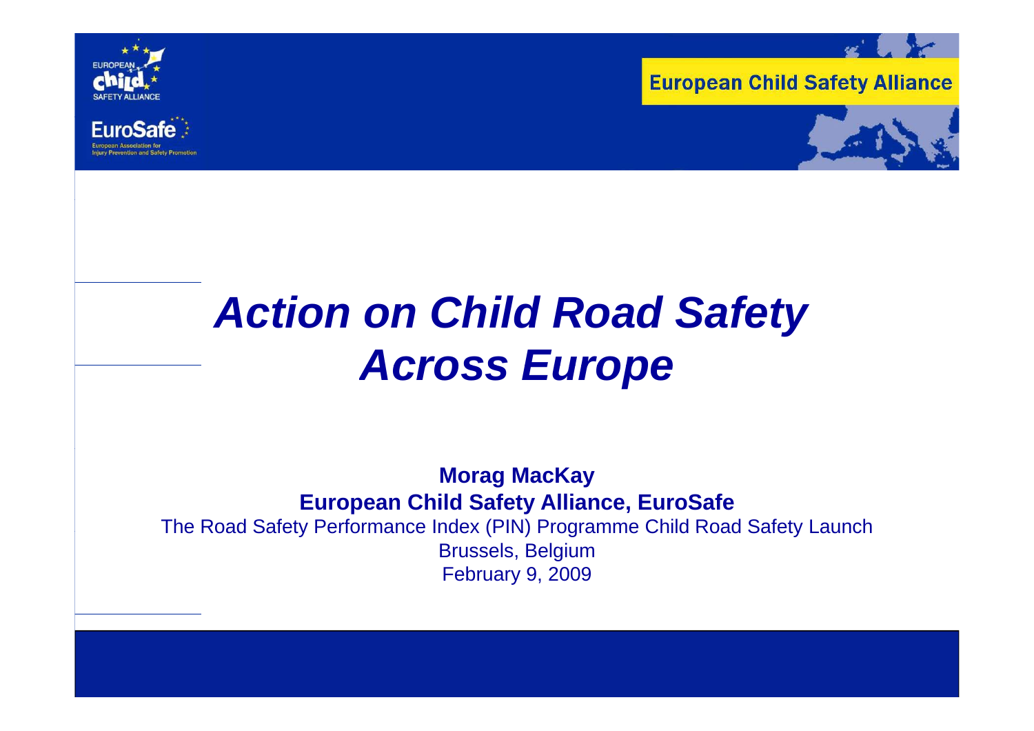# *Action on Child Road Safety Across Europe*

**Morag MacKay**

**European Child Safety Alliance, EuroSafe**

The Road Safety Performance Index (PIN) Programme Child Road Safety Launch

Brussels, Belgium

February 9, 2009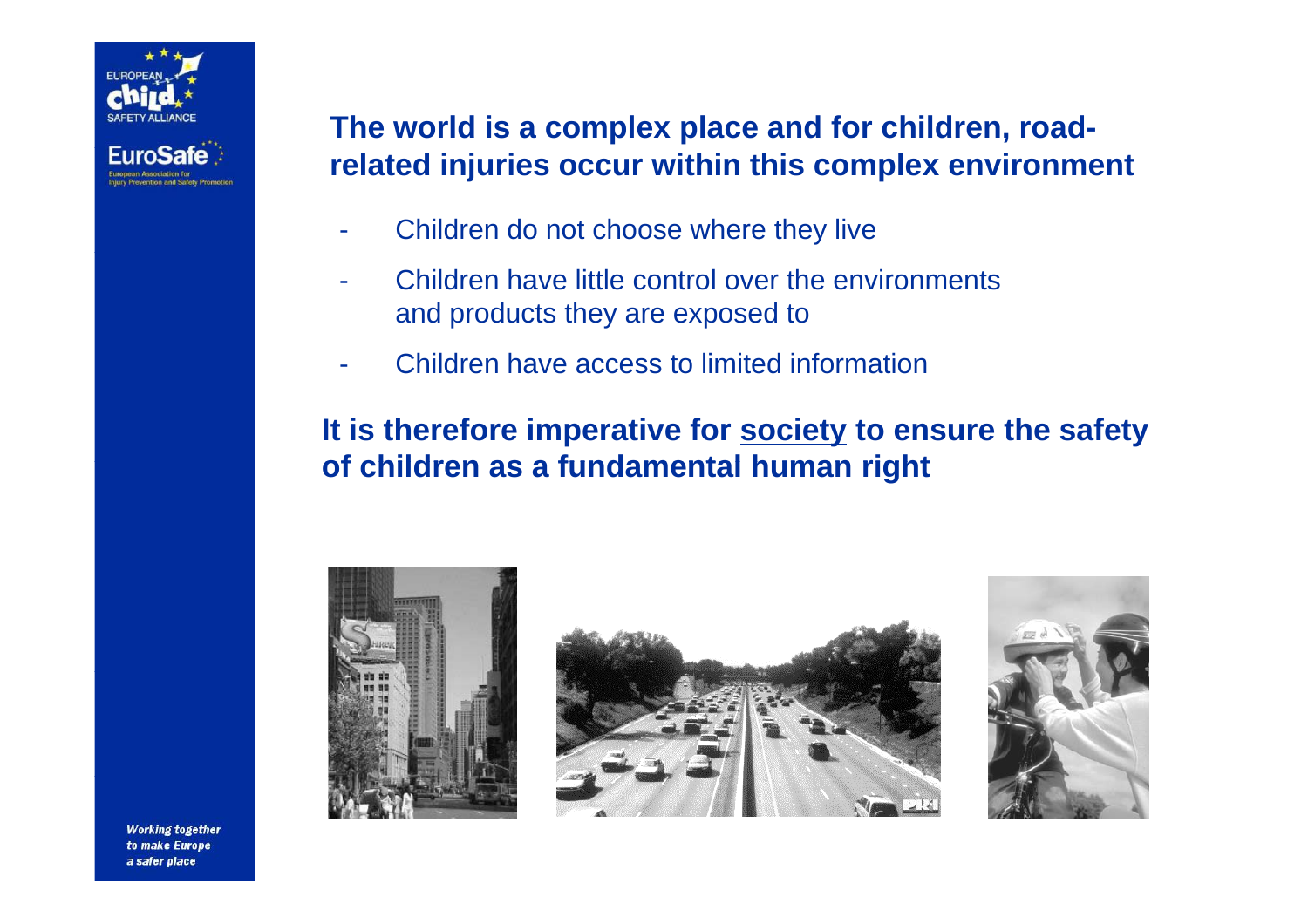## The world is a complex place and for children, road-related injuries occur within this complex environment

- Children do not choose where they live
- Children have little control over the environments and products they are exposed to
- Children have access to limited information

**It is therefore imperative for society to ensure the safety of children as a fundamental human right**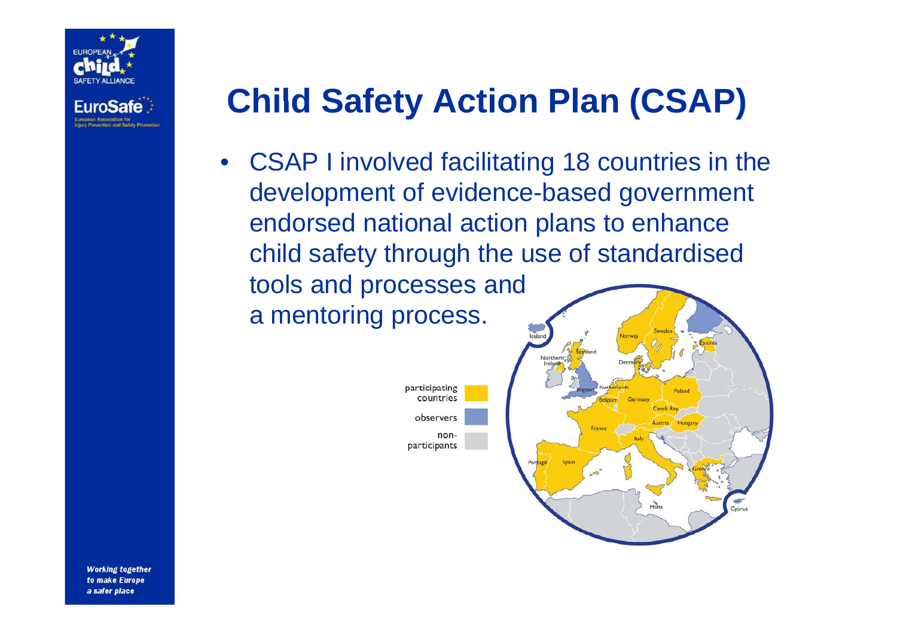# Child Safety Action Plan (CSAP)

- CSAP I involved facilitating 18 countries in the development of evidence-based government endorsed national action plans to enhance child safety through the use of standardised tools and processes and a mentoring process.

participating countries

observers

non-participants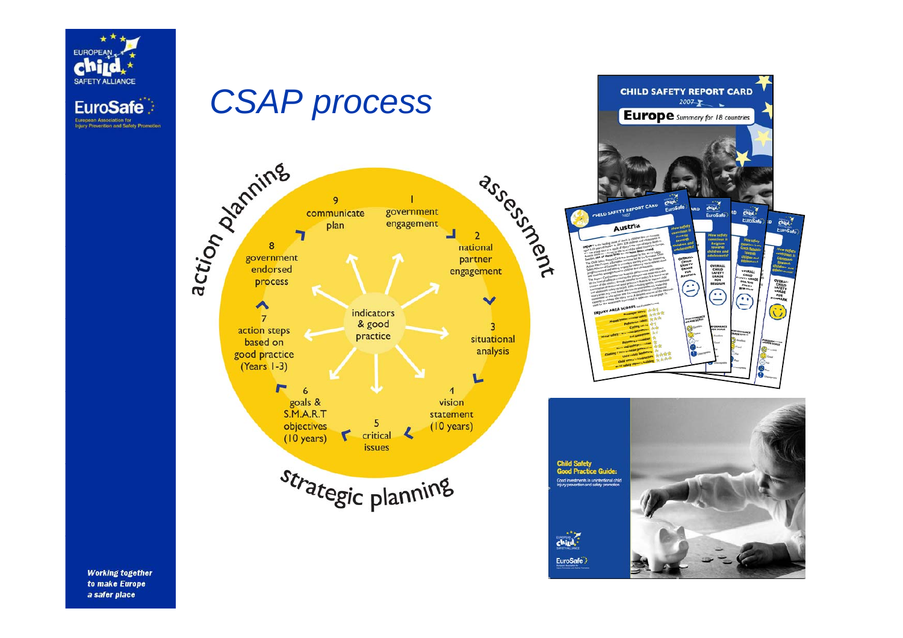# CSAP process

**assessment**

1. government engagement
2. national partner engagement
3. situational analysis

**strategic planning**

4. vision statement (10 years)
5. critical issues
6. goals & S.M.A.R.T objectives (10 years)

**action planning**

7. action steps based on good practice (Years 1-3)
8. government endorsed process
9. communicate plan

indicators & good practice

CHILD SAFETY REPORT CARD 2007

Europe Summary for 18 countries

Child Safety Good Practice Guide: Good investments in unintentional child injury prevention and safety promotion

*Working together to make Europe a safer place*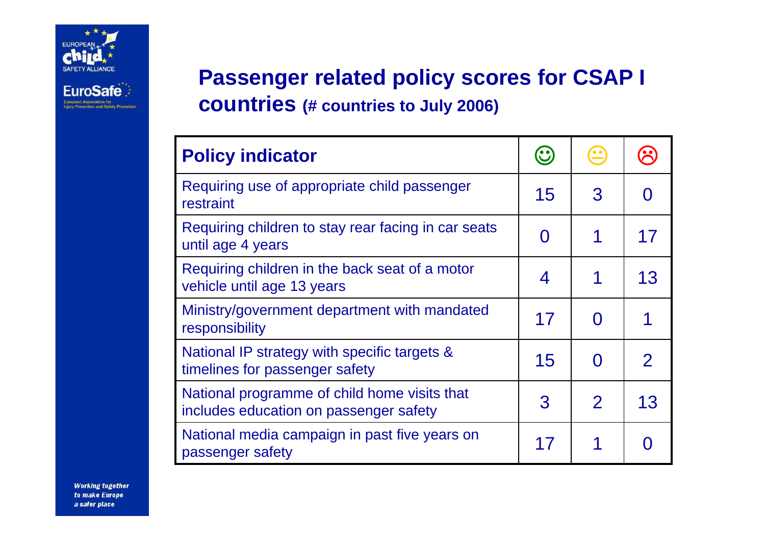# Passenger related policy scores for CSAP I countries (# countries to July 2006)

| Policy indicator | ☺ | 😐 | ☹ |
|---|---|---|---|
| Requiring use of appropriate child passenger restraint | 15 | 3 | 0 |
| Requiring children to stay rear facing in car seats until age 4 years | 0 | 1 | 17 |
| Requiring children in the back seat of a motor vehicle until age 13 years | 4 | 1 | 13 |
| Ministry/government department with mandated responsibility | 17 | 0 | 1 |
| National IP strategy with specific targets & timelines for passenger safety | 15 | 0 | 2 |
| National programme of child home visits that includes education on passenger safety | 3 | 2 | 13 |
| National media campaign in past five years on passenger safety | 17 | 1 | 0 |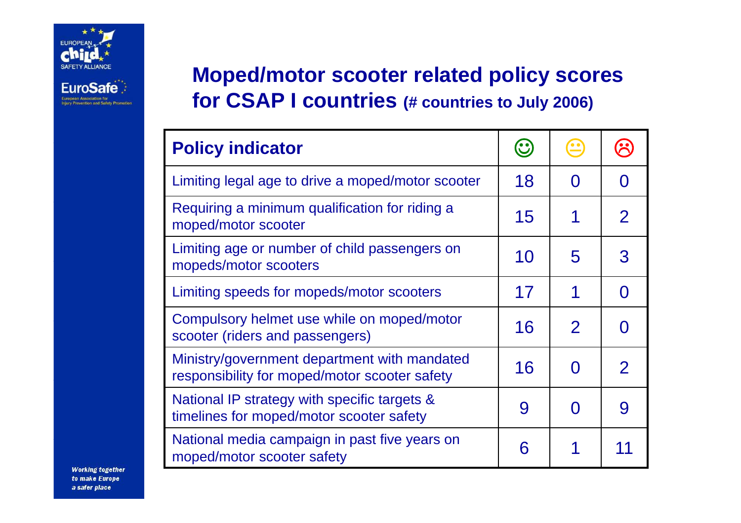# Moped/motor scooter related policy scores for CSAP I countries (# countries to July 2006)

| Policy indicator | ☺ | 😐 | ☹ |
|---|---|---|---|
| Limiting legal age to drive a moped/motor scooter | 18 | 0 | 0 |
| Requiring a minimum qualification for riding a moped/motor scooter | 15 | 1 | 2 |
| Limiting age or number of child passengers on mopeds/motor scooters | 10 | 5 | 3 |
| Limiting speeds for mopeds/motor scooters | 17 | 1 | 0 |
| Compulsory helmet use while on moped/motor scooter (riders and passengers) | 16 | 2 | 0 |
| Ministry/government department with mandated responsibility for moped/motor scooter safety | 16 | 0 | 2 |
| National IP strategy with specific targets & timelines for moped/motor scooter safety | 9 | 0 | 9 |
| National media campaign in past five years on moped/motor scooter safety | 6 | 1 | 11 |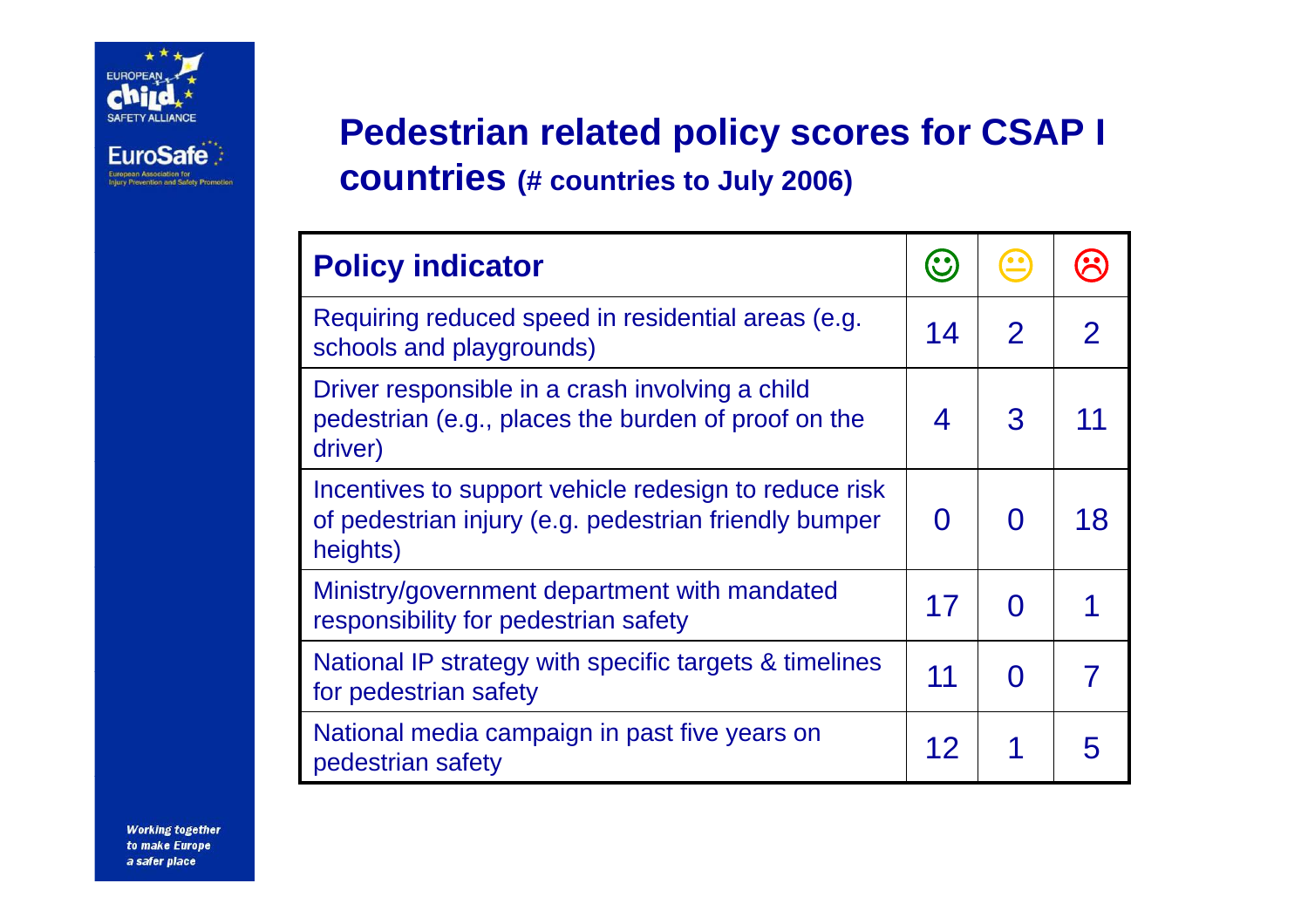# Pedestrian related policy scores for CSAP I countries (# countries to July 2006)

| Policy indicator | ☺ | 😐 | ☹ |
|---|---|---|---|
| Requiring reduced speed in residential areas (e.g. schools and playgrounds) | 14 | 2 | 2 |
| Driver responsible in a crash involving a child pedestrian (e.g., places the burden of proof on the driver) | 4 | 3 | 11 |
| Incentives to support vehicle redesign to reduce risk of pedestrian injury (e.g. pedestrian friendly bumper heights) | 0 | 0 | 18 |
| Ministry/government department with mandated responsibility for pedestrian safety | 17 | 0 | 1 |
| National IP strategy with specific targets & timelines for pedestrian safety | 11 | 0 | 7 |
| National media campaign in past five years on pedestrian safety | 12 | 1 | 5 |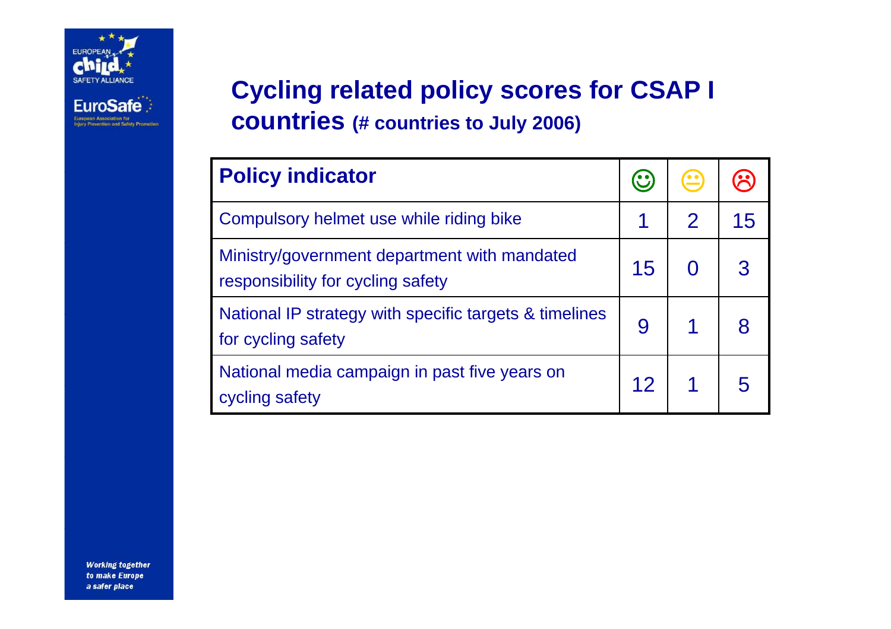## Cycling related policy scores for CSAP I countries (# countries to July 2006)

| Policy indicator | ☺ | 😐 | ☹ |
|---|---|---|---|
| Compulsory helmet use while riding bike | 1 | 2 | 15 |
| Ministry/government department with mandated responsibility for cycling safety | 15 | 0 | 3 |
| National IP strategy with specific targets & timelines for cycling safety | 9 | 1 | 8 |
| National media campaign in past five years on cycling safety | 12 | 1 | 5 |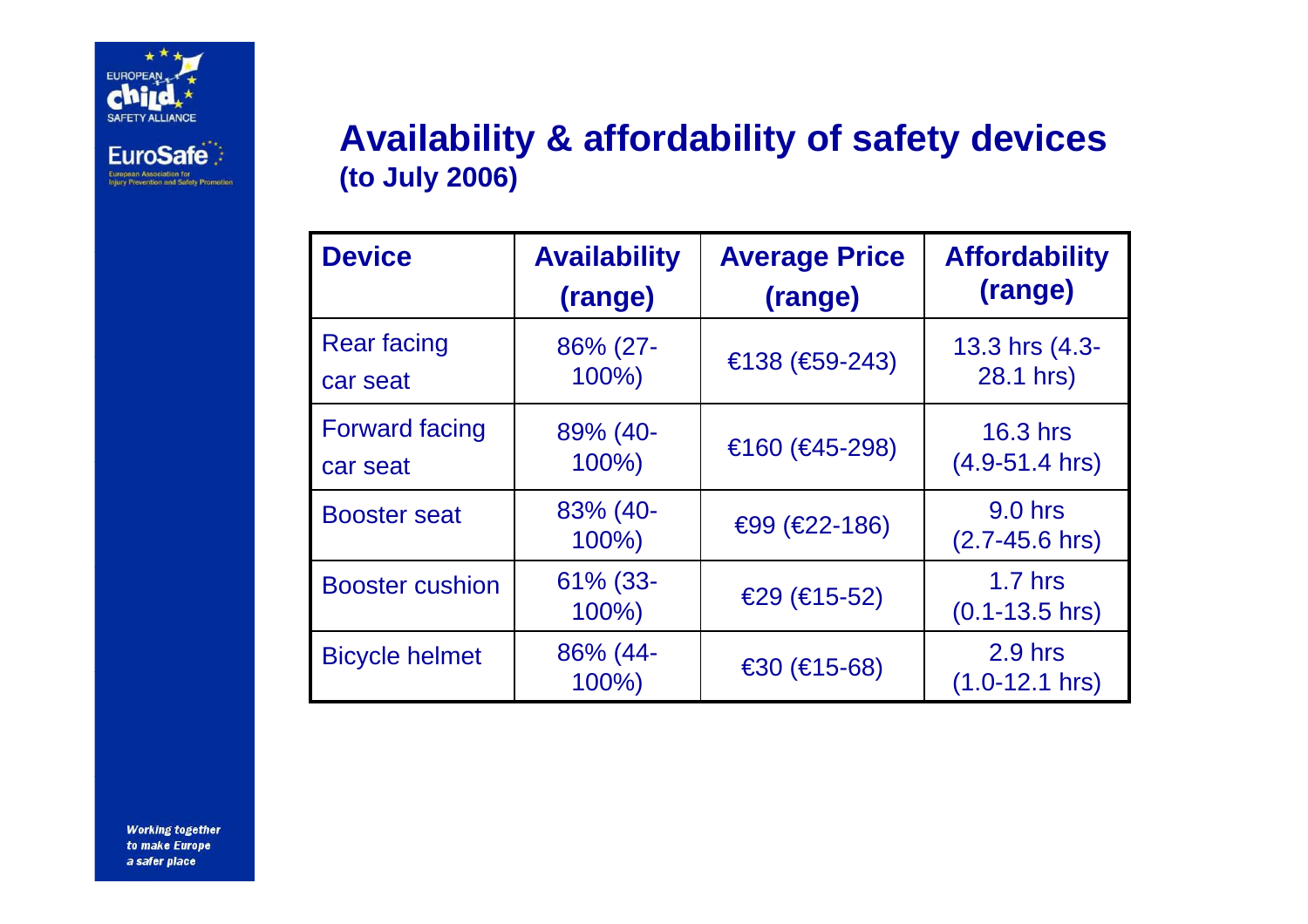# Availability & affordability of safety devices

**(to July 2006)**

| Device | Availability (range) | Average Price (range) | Affordability (range) |
|---|---|---|---|
| Rear facing car seat | 86% (27-100%) | €138 (€59-243) | 13.3 hrs (4.3-28.1 hrs) |
| Forward facing car seat | 89% (40-100%) | €160 (€45-298) | 16.3 hrs (4.9-51.4 hrs) |
| Booster seat | 83% (40-100%) | €99 (€22-186) | 9.0 hrs (2.7-45.6 hrs) |
| Booster cushion | 61% (33-100%) | €29 (€15-52) | 1.7 hrs (0.1-13.5 hrs) |
| Bicycle helmet | 86% (44-100%) | €30 (€15-68) | 2.9 hrs (1.0-12.1 hrs) |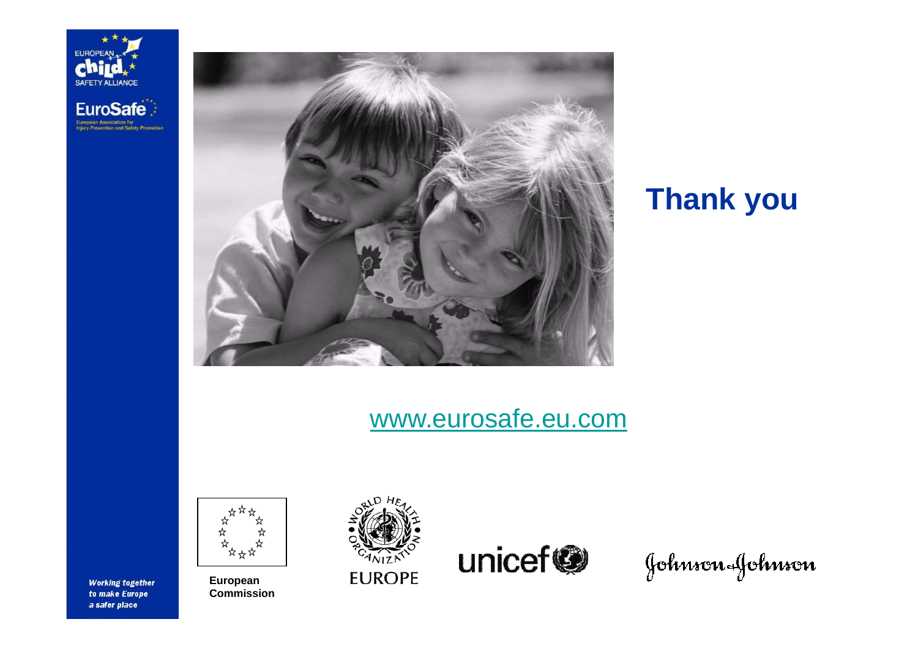EUROPEAN child SAFETY ALLIANCE

EuroSafe

European Association for Injury Prevention and Safety Promotion

# Thank you

www.eurosafe.eu.com

European Commission

WORLD HEALTH ORGANIZATION EUROPE

unicef

Johnson & Johnson

*Working together to make Europe a safer place*